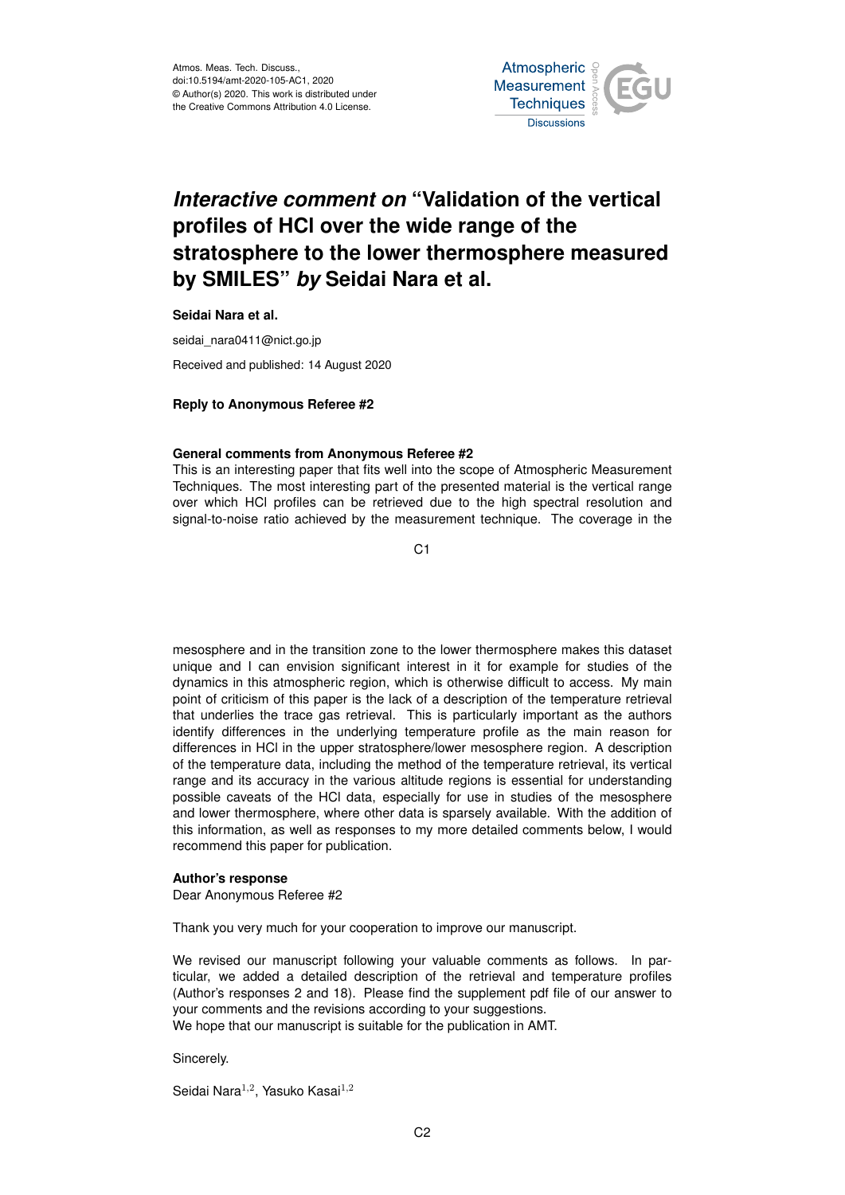# *Interactive comment on* "Validation of the vertical profiles of HCl over the wide range of the stratosphere to the lower thermosphere measured by SMILES" *by* Seidai Nara et al.

**Seidai Nara et al.**

seidai_nara0411@nict.go.jp

Received and published: 14 August 2020

**Reply to Anonymous Referee #2**

**General comments from Anonymous Referee #2**

This is an interesting paper that fits well into the scope of Atmospheric Measurement Techniques. The most interesting part of the presented material is the vertical range over which HCl profiles can be retrieved due to the high spectral resolution and signal-to-noise ratio achieved by the measurement technique. The coverage in the mesosphere and in the transition zone to the lower thermosphere makes this dataset unique and I can envision significant interest in it for example for studies of the dynamics in this atmospheric region, which is otherwise difficult to access. My main point of criticism of this paper is the lack of a description of the temperature retrieval that underlies the trace gas retrieval. This is particularly important as the authors identify differences in the underlying temperature profile as the main reason for differences in HCl in the upper stratosphere/lower mesosphere region. A description of the temperature data, including the method of the temperature retrieval, its vertical range and its accuracy in the various altitude regions is essential for understanding possible caveats of the HCl data, especially for use in studies of the mesosphere and lower thermosphere, where other data is sparsely available. With the addition of this information, as well as responses to my more detailed comments below, I would recommend this paper for publication.

**Author's response**

Dear Anonymous Referee #2

Thank you very much for your cooperation to improve our manuscript.

We revised our manuscript following your valuable comments as follows. In particular, we added a detailed description of the retrieval and temperature profiles (Author's responses 2 and 18). Please find the supplement pdf file of our answer to your comments and the revisions according to your suggestions.
We hope that our manuscript is suitable for the publication in AMT.

Sincerely.

Seidai Nara[1,2], Yasuko Kasai[1,2]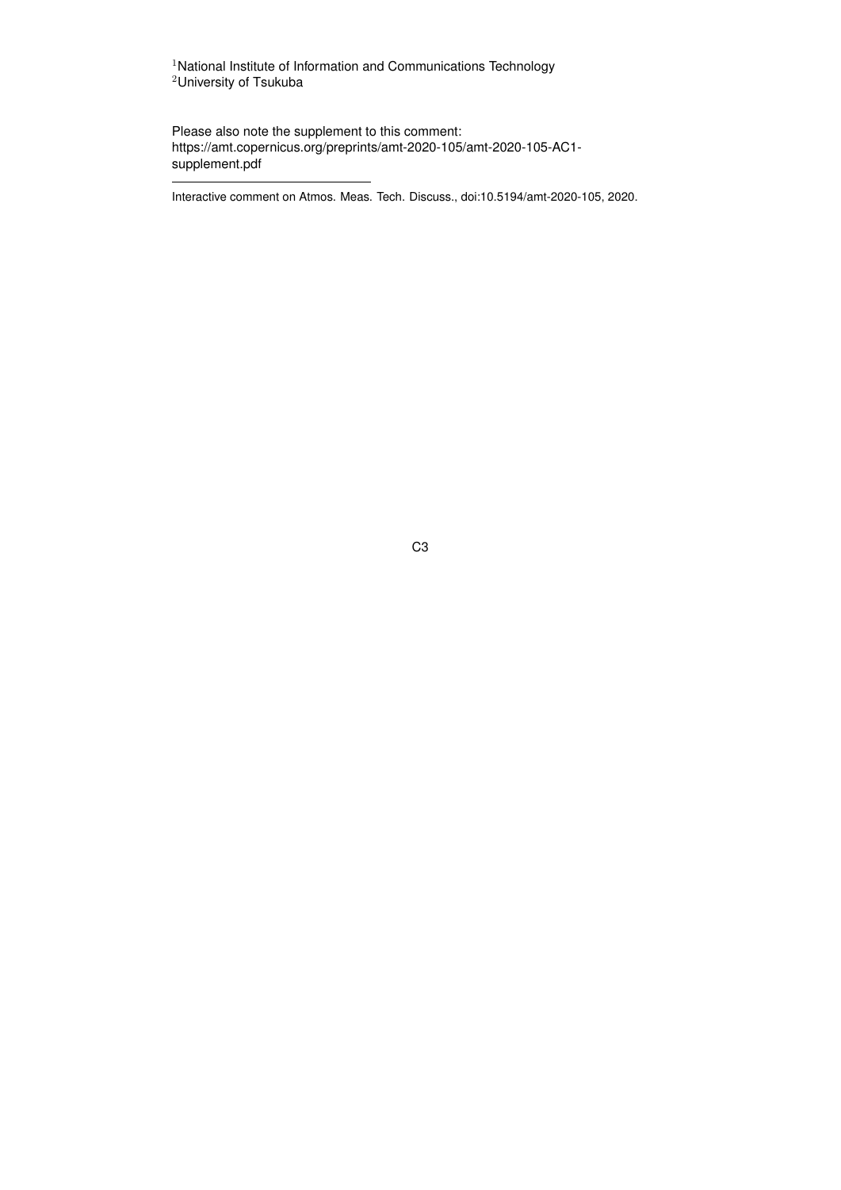[1]National Institute of Information and Communications Technology
[2]University of Tsukuba

Please also note the supplement to this comment:
https://amt.copernicus.org/preprints/amt-2020-105/amt-2020-105-AC1-supplement.pdf

---

Interactive comment on Atmos. Meas. Tech. Discuss., doi:10.5194/amt-2020-105, 2020.